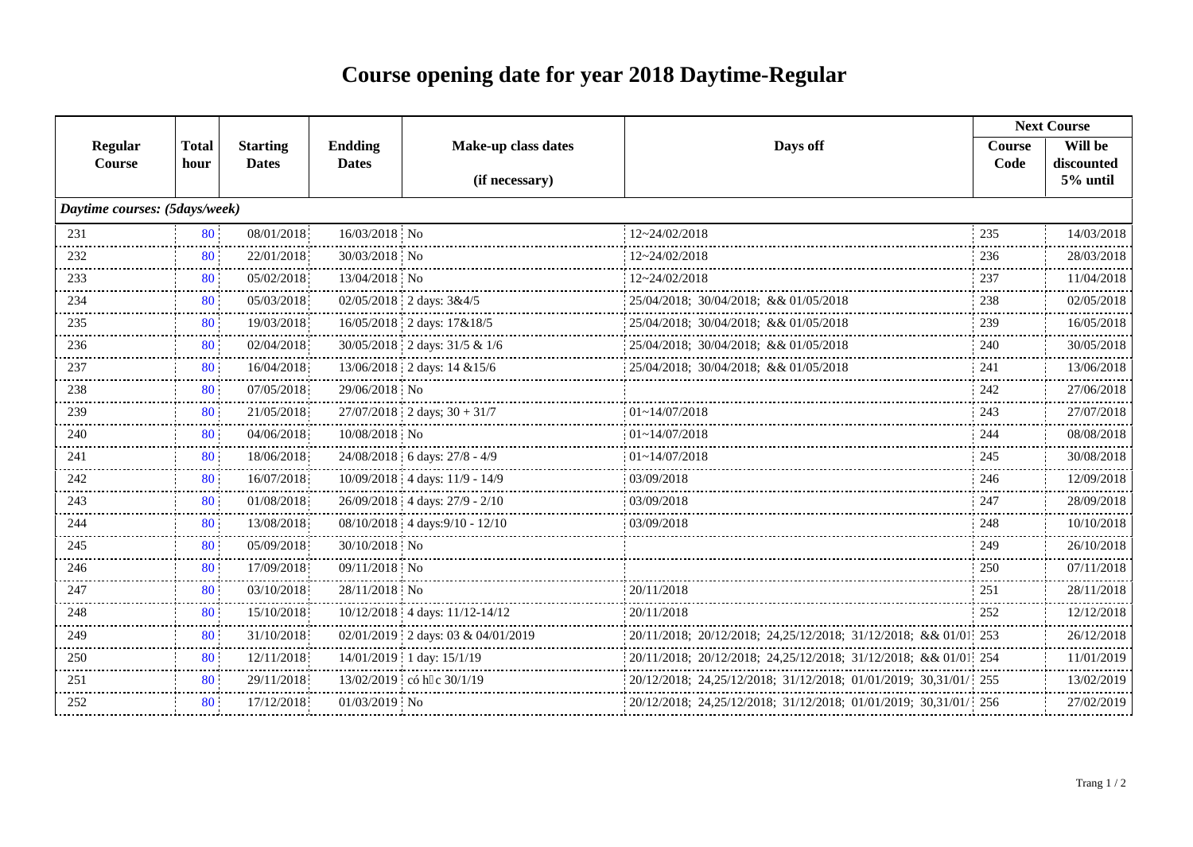# Course opening date for year 2018 Daytime-Regular

| Regular Course | Total hour | Starting Dates | Endding Dates | Make-up class dates (if necessary) | Days off | Next Course | |
|---|---|---|---|---|---|---|---|
| | | | | | | Course Code | Will be discounted 5% until |
| *Daytime courses: (5days/week)* | | | | | | | |
| 231 | 80 | 08/01/2018 | 16/03/2018 | No | 12~24/02/2018 | 235 | 14/03/2018 |
| 232 | 80 | 22/01/2018 | 30/03/2018 | No | 12~24/02/2018 | 236 | 28/03/2018 |
| 233 | 80 | 05/02/2018 | 13/04/2018 | No | 12~24/02/2018 | 237 | 11/04/2018 |
| 234 | 80 | 05/03/2018 | 02/05/2018 | 2 days: 3&4/5 | 25/04/2018; 30/04/2018; && 01/05/2018 | 238 | 02/05/2018 |
| 235 | 80 | 19/03/2018 | 16/05/2018 | 2 days: 17&18/5 | 25/04/2018; 30/04/2018; && 01/05/2018 | 239 | 16/05/2018 |
| 236 | 80 | 02/04/2018 | 30/05/2018 | 2 days: 31/5 & 1/6 | 25/04/2018; 30/04/2018; && 01/05/2018 | 240 | 30/05/2018 |
| 237 | 80 | 16/04/2018 | 13/06/2018 | 2 days: 14 &15/6 | 25/04/2018; 30/04/2018; && 01/05/2018 | 241 | 13/06/2018 |
| 238 | 80 | 07/05/2018 | 29/06/2018 | No | | 242 | 27/06/2018 |
| 239 | 80 | 21/05/2018 | 27/07/2018 | 2 days; 30 + 31/7 | 01~14/07/2018 | 243 | 27/07/2018 |
| 240 | 80 | 04/06/2018 | 10/08/2018 | No | 01~14/07/2018 | 244 | 08/08/2018 |
| 241 | 80 | 18/06/2018 | 24/08/2018 | 6 days: 27/8 - 4/9 | 01~14/07/2018 | 245 | 30/08/2018 |
| 242 | 80 | 16/07/2018 | 10/09/2018 | 4 days: 11/9 - 14/9 | 03/09/2018 | 246 | 12/09/2018 |
| 243 | 80 | 01/08/2018 | 26/09/2018 | 4 days: 27/9 - 2/10 | 03/09/2018 | 247 | 28/09/2018 |
| 244 | 80 | 13/08/2018 | 08/10/2018 | 4 days:9/10 - 12/10 | 03/09/2018 | 248 | 10/10/2018 |
| 245 | 80 | 05/09/2018 | 30/10/2018 | No | | 249 | 26/10/2018 |
| 246 | 80 | 17/09/2018 | 09/11/2018 | No | | 250 | 07/11/2018 |
| 247 | 80 | 03/10/2018 | 28/11/2018 | No | 20/11/2018 | 251 | 28/11/2018 |
| 248 | 80 | 15/10/2018 | 10/12/2018 | 4 days: 11/12-14/12 | 20/11/2018 | 252 | 12/12/2018 |
| 249 | 80 | 31/10/2018 | 02/01/2019 | 2 days: 03 & 04/01/2019 | 20/11/2018; 20/12/2018; 24,25/12/2018; 31/12/2018; && 01/01 | 253 | 26/12/2018 |
| 250 | 80 | 12/11/2018 | 14/01/2019 | 1 day: 15/1/19 | 20/11/2018; 20/12/2018; 24,25/12/2018; 31/12/2018; && 01/01 | 254 | 11/01/2019 |
| 251 | 80 | 29/11/2018 | 13/02/2019 | có h�c 30/1/19 | 20/12/2018; 24,25/12/2018; 31/12/2018; 01/01/2019; 30,31/01/ | 255 | 13/02/2019 |
| 252 | 80 | 17/12/2018 | 01/03/2019 | No | 20/12/2018; 24,25/12/2018; 31/12/2018; 01/01/2019; 30,31/01/ | 256 | 27/02/2019 |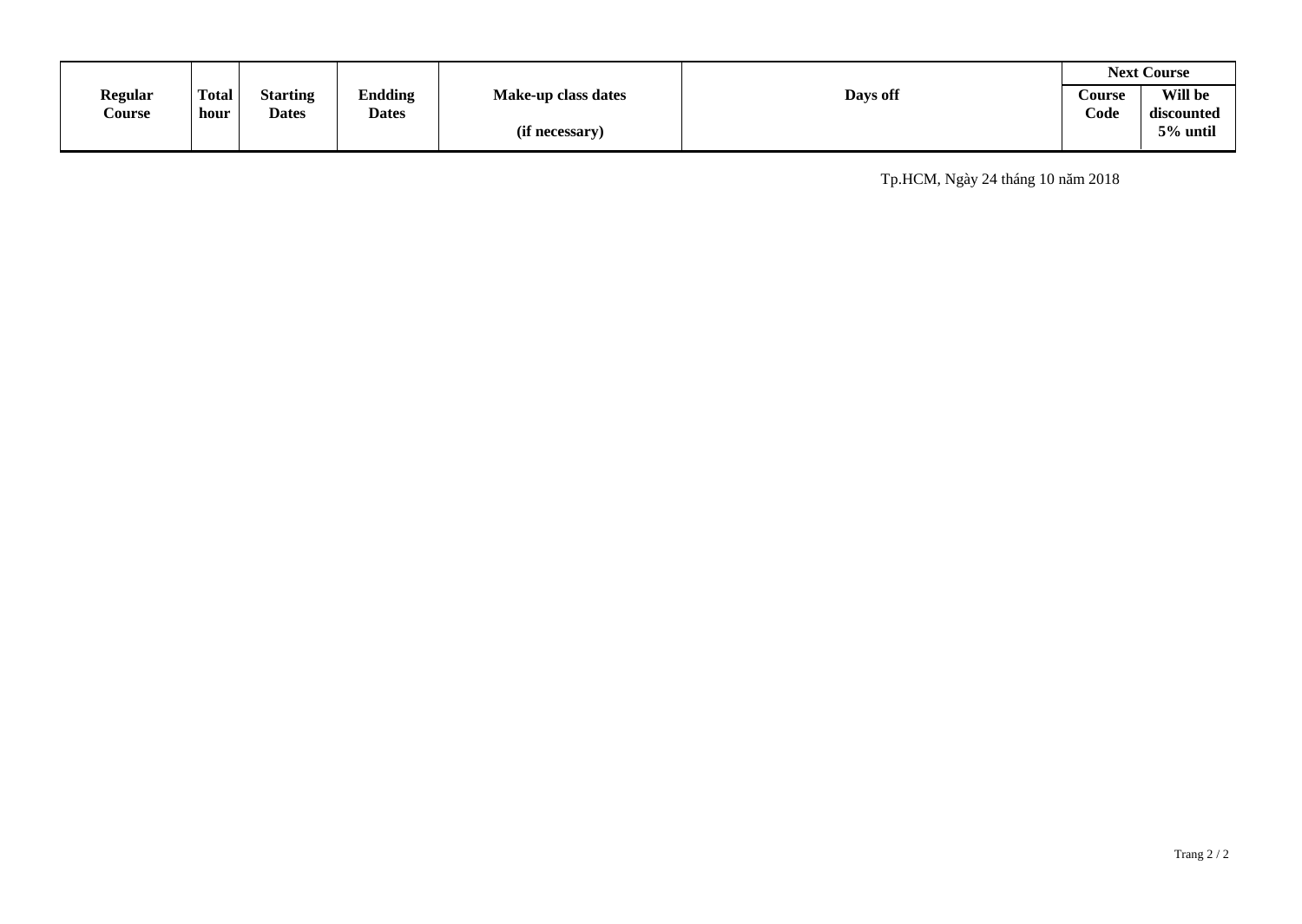| Regular Course | Total hour | Starting Dates | Endding Dates | Make-up class dates (if necessary) | Days off | Next Course | |
|---|---|---|---|---|---|---|---|
| | | | | | | Course Code | Will be discounted 5% until |

Tp.HCM, Ngày 24 tháng 10 năm 2018